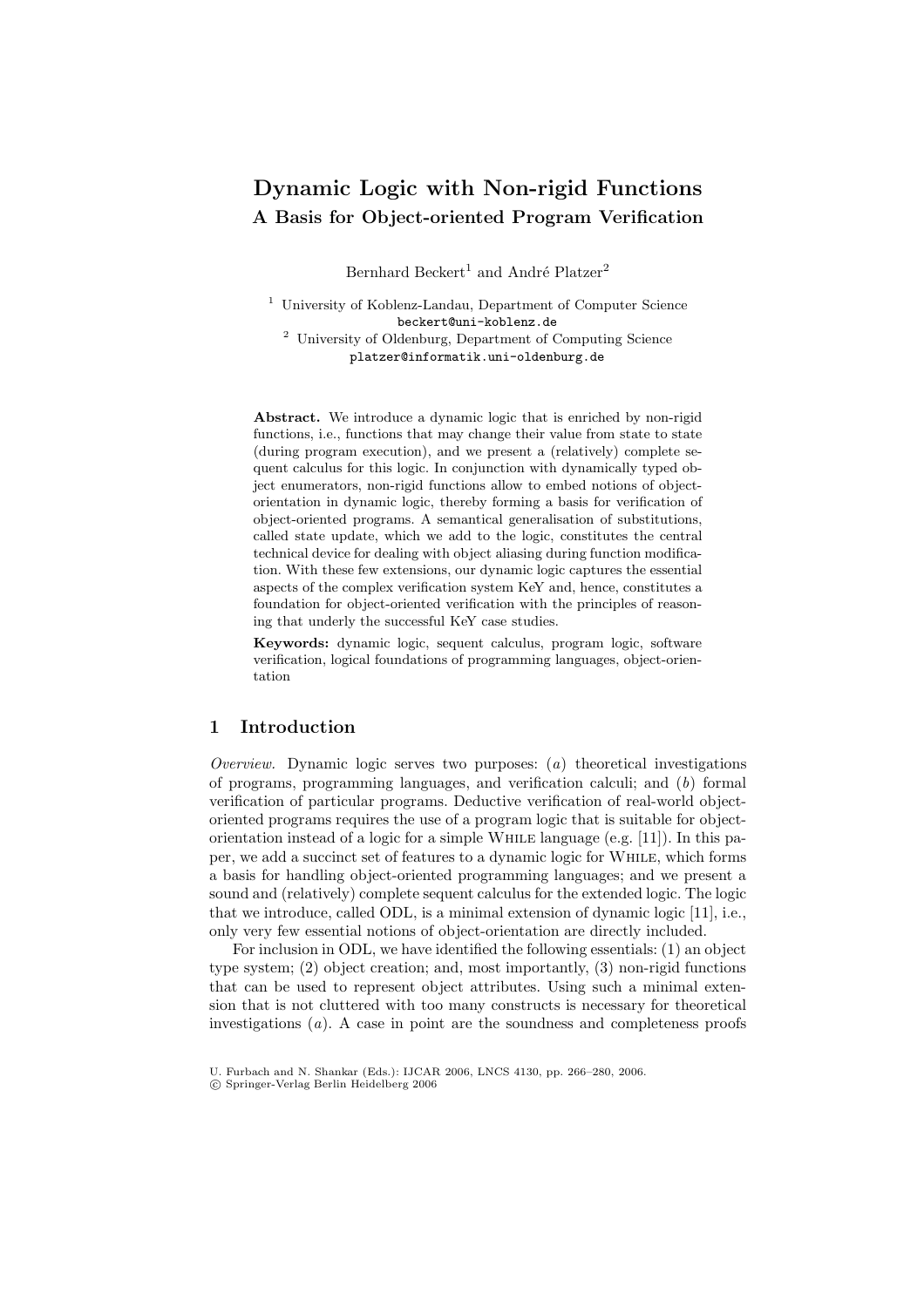# Dynamic Logic with Non-rigid Functions

## A Basis for Object-oriented Program Verification

Bernhard Beckert[1] and André Platzer[2]

[1] University of Koblenz-Landau, Department of Computer Science
beckert@uni-koblenz.de

[2] University of Oldenburg, Department of Computing Science
platzer@informatik.uni-oldenburg.de

**Abstract.** We introduce a dynamic logic that is enriched by non-rigid functions, i.e., functions that may change their value from state to state (during program execution), and we present a (relatively) complete sequent calculus for this logic. In conjunction with dynamically typed object enumerators, non-rigid functions allow to embed notions of object-orientation in dynamic logic, thereby forming a basis for verification of object-oriented programs. A semantical generalisation of substitutions, called state update, which we add to the logic, constitutes the central technical device for dealing with object aliasing during function modification. With these few extensions, our dynamic logic captures the essential aspects of the complex verification system KeY and, hence, constitutes a foundation for object-oriented verification with the principles of reasoning that underly the successful KeY case studies.

**Keywords:** dynamic logic, sequent calculus, program logic, software verification, logical foundations of programming languages, object-orientation

## 1 Introduction

*Overview.* Dynamic logic serves two purposes: ($a$) theoretical investigations of programs, programming languages, and verification calculi; and ($b$) formal verification of particular programs. Deductive verification of real-world object-oriented programs requires the use of a program logic that is suitable for object-orientation instead of a logic for a simple While language (e.g. [11]). In this paper, we add a succinct set of features to a dynamic logic for While, which forms a basis for handling object-oriented programming languages; and we present a sound and (relatively) complete sequent calculus for the extended logic. The logic that we introduce, called ODL, is a minimal extension of dynamic logic [11], i.e., only very few essential notions of object-orientation are directly included.

For inclusion in ODL, we have identified the following essentials: (1) an object type system; (2) object creation; and, most importantly, (3) non-rigid functions that can be used to represent object attributes. Using such a minimal extension that is not cluttered with too many constructs is necessary for theoretical investigations ($a$). A case in point are the soundness and completeness proofs

U. Furbach and N. Shankar (Eds.): IJCAR 2006, LNCS 4130, pp. 266–280, 2006.
© Springer-Verlag Berlin Heidelberg 2006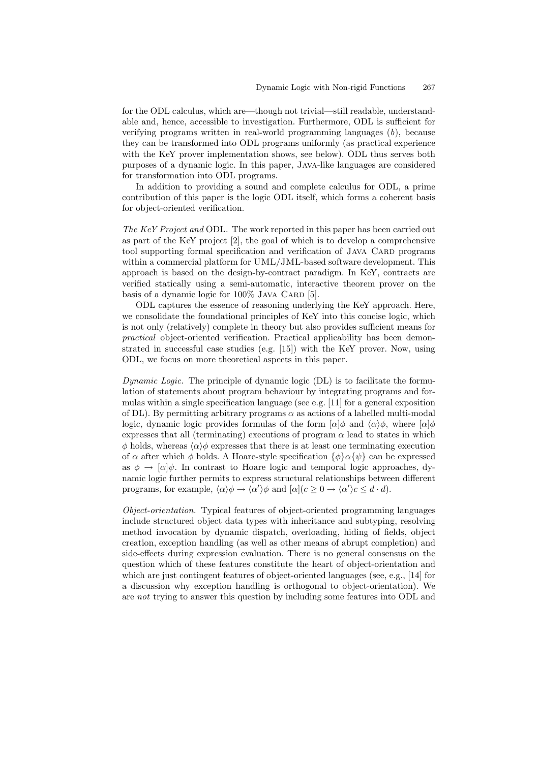for the ODL calculus, which are—though not trivial—still readable, understandable and, hence, accessible to investigation. Furthermore, ODL is sufficient for verifying programs written in real-world programming languages ($b$), because they can be transformed into ODL programs uniformly (as practical experience with the KeY prover implementation shows, see below). ODL thus serves both purposes of a dynamic logic. In this paper, Java-like languages are considered for transformation into ODL programs.

In addition to providing a sound and complete calculus for ODL, a prime contribution of this paper is the logic ODL itself, which forms a coherent basis for object-oriented verification.

*The KeY Project and* ODL. The work reported in this paper has been carried out as part of the KeY project [2], the goal of which is to develop a comprehensive tool supporting formal specification and verification of Java Card programs within a commercial platform for UML/JML-based software development. This approach is based on the design-by-contract paradigm. In KeY, contracts are verified statically using a semi-automatic, interactive theorem prover on the basis of a dynamic logic for 100% Java Card [5].

ODL captures the essence of reasoning underlying the KeY approach. Here, we consolidate the foundational principles of KeY into this concise logic, which is not only (relatively) complete in theory but also provides sufficient means for *practical* object-oriented verification. Practical applicability has been demonstrated in successful case studies (e.g. [15]) with the KeY prover. Now, using ODL, we focus on more theoretical aspects in this paper.

*Dynamic Logic.* The principle of dynamic logic (DL) is to facilitate the formulation of statements about program behaviour by integrating programs and formulas within a single specification language (see e.g. [11] for a general exposition of DL). By permitting arbitrary programs $\alpha$ as actions of a labelled multi-modal logic, dynamic logic provides formulas of the form $[\alpha]\phi$ and $\langle\alpha\rangle\phi$, where $[\alpha]\phi$ expresses that all (terminating) executions of program $\alpha$ lead to states in which $\phi$ holds, whereas $\langle\alpha\rangle\phi$ expresses that there is at least one terminating execution of $\alpha$ after which $\phi$ holds. A Hoare-style specification $\{\phi\}\alpha\{\psi\}$ can be expressed as $\phi \rightarrow [\alpha]\psi$. In contrast to Hoare logic and temporal logic approaches, dynamic logic further permits to express structural relationships between different programs, for example, $\langle\alpha\rangle\phi \rightarrow \langle\alpha'\rangle\phi$ and $[\alpha](c \geq 0 \rightarrow \langle\alpha'\rangle c \leq d \cdot d)$.

*Object-orientation.* Typical features of object-oriented programming languages include structured object data types with inheritance and subtyping, resolving method invocation by dynamic dispatch, overloading, hiding of fields, object creation, exception handling (as well as other means of abrupt completion) and side-effects during expression evaluation. There is no general consensus on the question which of these features constitute the heart of object-orientation and which are just contingent features of object-oriented languages (see, e.g., [14] for a discussion why exception handling is orthogonal to object-orientation). We are *not* trying to answer this question by including some features into ODL and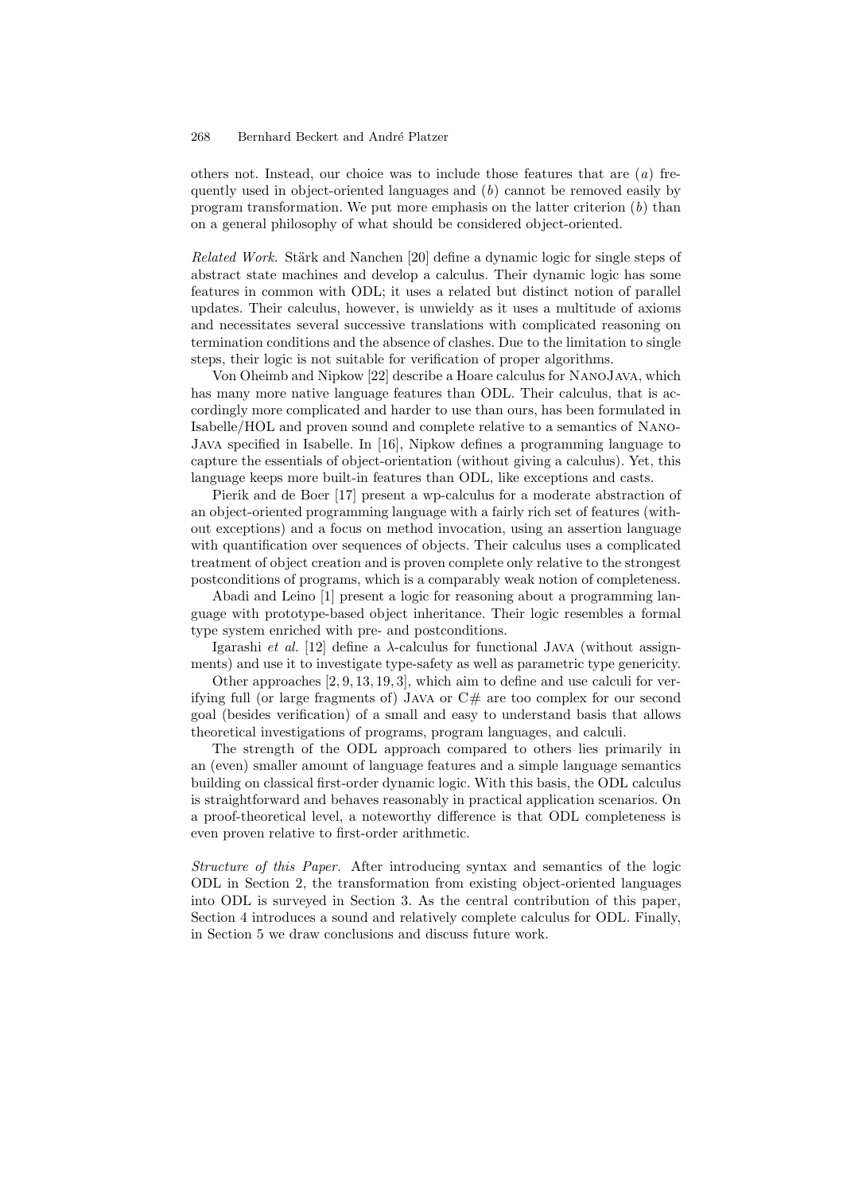others not. Instead, our choice was to include those features that are (*a*) frequently used in object-oriented languages and (*b*) cannot be removed easily by program transformation. We put more emphasis on the latter criterion (*b*) than on a general philosophy of what should be considered object-oriented.

*Related Work.* Stärk and Nanchen [20] define a dynamic logic for single steps of abstract state machines and develop a calculus. Their dynamic logic has some features in common with ODL; it uses a related but distinct notion of parallel updates. Their calculus, however, is unwieldy as it uses a multitude of axioms and necessitates several successive translations with complicated reasoning on termination conditions and the absence of clashes. Due to the limitation to single steps, their logic is not suitable for verification of proper algorithms.

Von Oheimb and Nipkow [22] describe a Hoare calculus for NanoJava, which has many more native language features than ODL. Their calculus, that is accordingly more complicated and harder to use than ours, has been formulated in Isabelle/HOL and proven sound and complete relative to a semantics of NanoJava specified in Isabelle. In [16], Nipkow defines a programming language to capture the essentials of object-orientation (without giving a calculus). Yet, this language keeps more built-in features than ODL, like exceptions and casts.

Pierik and de Boer [17] present a wp-calculus for a moderate abstraction of an object-oriented programming language with a fairly rich set of features (without exceptions) and a focus on method invocation, using an assertion language with quantification over sequences of objects. Their calculus uses a complicated treatment of object creation and is proven complete only relative to the strongest postconditions of programs, which is a comparably weak notion of completeness.

Abadi and Leino [1] present a logic for reasoning about a programming language with prototype-based object inheritance. Their logic resembles a formal type system enriched with pre- and postconditions.

Igarashi *et al.* [12] define a $\lambda$-calculus for functional Java (without assignments) and use it to investigate type-safety as well as parametric type genericity.

Other approaches [2, 9, 13, 19, 3], which aim to define and use calculi for verifying full (or large fragments of) Java or C# are too complex for our second goal (besides verification) of a small and easy to understand basis that allows theoretical investigations of programs, program languages, and calculi.

The strength of the ODL approach compared to others lies primarily in an (even) smaller amount of language features and a simple language semantics building on classical first-order dynamic logic. With this basis, the ODL calculus is straightforward and behaves reasonably in practical application scenarios. On a proof-theoretical level, a noteworthy difference is that ODL completeness is even proven relative to first-order arithmetic.

*Structure of this Paper.* After introducing syntax and semantics of the logic ODL in Section 2, the transformation from existing object-oriented languages into ODL is surveyed in Section 3. As the central contribution of this paper, Section 4 introduces a sound and relatively complete calculus for ODL. Finally, in Section 5 we draw conclusions and discuss future work.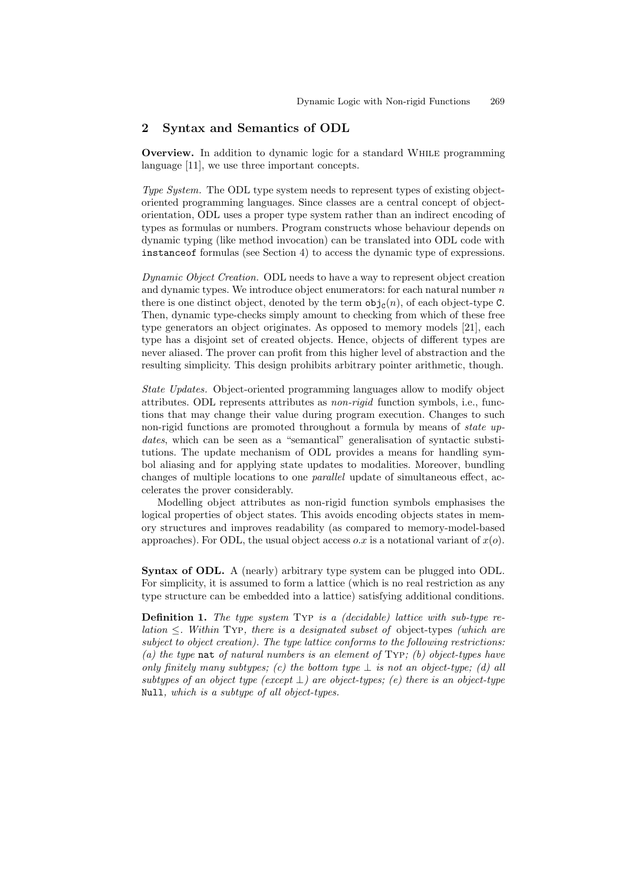## 2 Syntax and Semantics of ODL

**Overview.** In addition to dynamic logic for a standard WHILE programming language [11], we use three important concepts.

*Type System.* The ODL type system needs to represent types of existing object-oriented programming languages. Since classes are a central concept of object-orientation, ODL uses a proper type system rather than an indirect encoding of types as formulas or numbers. Program constructs whose behaviour depends on dynamic typing (like method invocation) can be translated into ODL code with `instanceof` formulas (see Section 4) to access the dynamic type of expressions.

*Dynamic Object Creation.* ODL needs to have a way to represent object creation and dynamic types. We introduce object enumerators: for each natural number $n$ there is one distinct object, denoted by the term $\mathtt{obj}_{\mathtt{C}}(n)$, of each object-type `C`. Then, dynamic type-checks simply amount to checking from which of these free type generators an object originates. As opposed to memory models [21], each type has a disjoint set of created objects. Hence, objects of different types are never aliased. The prover can profit from this higher level of abstraction and the resulting simplicity. This design prohibits arbitrary pointer arithmetic, though.

*State Updates.* Object-oriented programming languages allow to modify object attributes. ODL represents attributes as *non-rigid* function symbols, i.e., functions that may change their value during program execution. Changes to such non-rigid functions are promoted throughout a formula by means of *state updates*, which can be seen as a "semantical" generalisation of syntactic substitutions. The update mechanism of ODL provides a means for handling symbol aliasing and for applying state updates to modalities. Moreover, bundling changes of multiple locations to one *parallel* update of simultaneous effect, accelerates the prover considerably.

Modelling object attributes as non-rigid function symbols emphasises the logical properties of object states. This avoids encoding objects states in memory structures and improves readability (as compared to memory-model-based approaches). For ODL, the usual object access $o.x$ is a notational variant of $x(o)$.

**Syntax of ODL.** A (nearly) arbitrary type system can be plugged into ODL. For simplicity, it is assumed to form a lattice (which is no real restriction as any type structure can be embedded into a lattice) satisfying additional conditions.

**Definition 1.** *The type system* TYP *is a (decidable) lattice with sub-type relation* $\leq$. *Within* TYP, *there is a designated subset of* object-types *(which are subject to object creation). The type lattice conforms to the following restrictions: (a) the type* `nat` *of natural numbers is an element of* TYP; *(b) object-types have only finitely many subtypes; (c) the bottom type* $\perp$ *is not an object-type; (d) all subtypes of an object type (except* $\perp$*) are object-types; (e) there is an object-type* `Null`*, which is a subtype of all object-types.*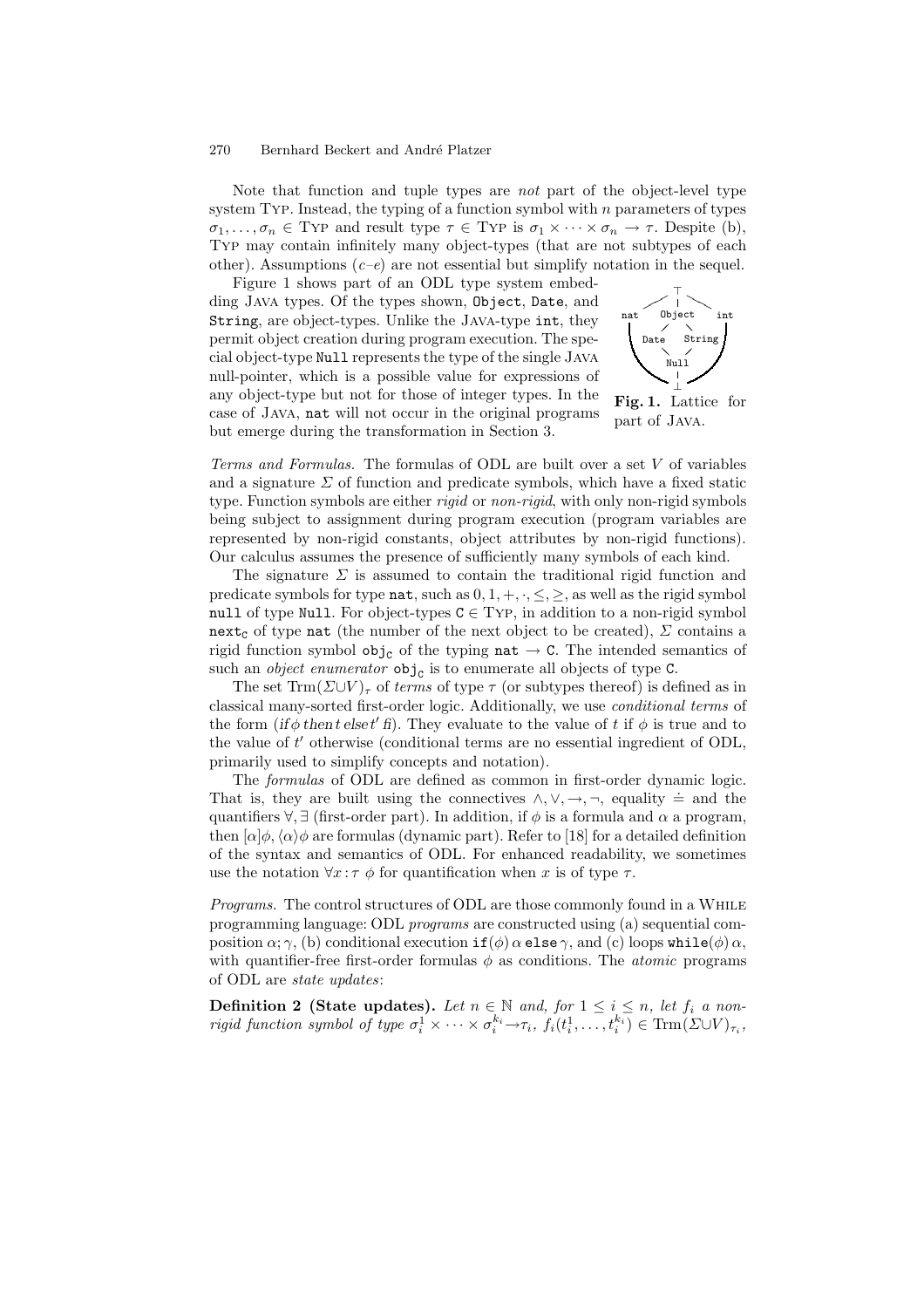Note that function and tuple types are *not* part of the object-level type system TYP. Instead, the typing of a function symbol with $n$ parameters of types $\sigma_1, \ldots, \sigma_n \in$ TYP and result type $\tau \in$ TYP is $\sigma_1 \times \cdots \times \sigma_n \to \tau$. Despite (b), TYP may contain infinitely many object-types (that are not subtypes of each other). Assumptions (*c*–*e*) are not essential but simplify notation in the sequel.

Figure 1 shows part of an ODL type system embedding JAVA types. Of the types shown, `Object`, `Date`, and `String`, are object-types. Unlike the JAVA-type `int`, they permit object creation during program execution. The special object-type `Null` represents the type of the single JAVA null-pointer, which is a possible value for expressions of any object-type but not for those of integer types. In the case of JAVA, `nat` will not occur in the original programs but emerge during the transformation in Section 3.

**Fig. 1.** Lattice for part of JAVA.

*Terms and Formulas.* The formulas of ODL are built over a set $V$ of variables and a signature $\Sigma$ of function and predicate symbols, which have a fixed static type. Function symbols are either *rigid* or *non-rigid*, with only non-rigid symbols being subject to assignment during program execution (program variables are represented by non-rigid constants, object attributes by non-rigid functions). Our calculus assumes the presence of sufficiently many symbols of each kind.

The signature $\Sigma$ is assumed to contain the traditional rigid function and predicate symbols for type `nat`, such as $0, 1, +, \cdot, \leq, \geq$, as well as the rigid symbol `null` of type `Null`. For object-types $\mathtt{C} \in$ TYP, in addition to a non-rigid symbol $\mathtt{next}_\mathtt{C}$ of type `nat` (the number of the next object to be created), $\Sigma$ contains a rigid function symbol $\mathtt{obj}_\mathtt{C}$ of the typing $\mathtt{nat} \to \mathtt{C}$. The intended semantics of such an *object enumerator* $\mathtt{obj}_\mathtt{C}$ is to enumerate all objects of type `C`.

The set $\mathrm{Trm}(\Sigma \cup V)_\tau$ of *terms* of type $\tau$ (or subtypes thereof) is defined as in classical many-sorted first-order logic. Additionally, we use *conditional terms* of the form $(\mathit{if}\, \phi\, \mathit{then}\, t\, \mathit{else}\, t'\, \mathit{fi})$. They evaluate to the value of $t$ if $\phi$ is true and to the value of $t'$ otherwise (conditional terms are no essential ingredient of ODL, primarily used to simplify concepts and notation).

The *formulas* of ODL are defined as common in first-order dynamic logic. That is, they are built using the connectives $\wedge, \vee, \to, \neg$, equality $\doteq$ and the quantifiers $\forall, \exists$ (first-order part). In addition, if $\phi$ is a formula and $\alpha$ a program, then $[\alpha]\phi, \langle\alpha\rangle\phi$ are formulas (dynamic part). Refer to [18] for a detailed definition of the syntax and semantics of ODL. For enhanced readability, we sometimes use the notation $\forall x : \tau\ \phi$ for quantification when $x$ is of type $\tau$.

*Programs.* The control structures of ODL are those commonly found in a WHILE programming language: ODL *programs* are constructed using (a) sequential composition $\alpha; \gamma$, (b) conditional execution $\mathtt{if}(\phi)\, \alpha\, \mathtt{else}\, \gamma$, and (c) loops $\mathtt{while}(\phi)\, \alpha$, with quantifier-free first-order formulas $\phi$ as conditions. The *atomic* programs of ODL are *state updates*:

**Definition 2 (State updates).** *Let $n \in \mathbb{N}$ and, for $1 \leq i \leq n$, let $f_i$ a non-rigid function symbol of type $\sigma_i^1 \times \cdots \times \sigma_i^{k_i} \to \tau_i$, $f_i(t_i^1, \ldots, t_i^{k_i}) \in \mathrm{Trm}(\Sigma \cup V)_{\tau_i}$,*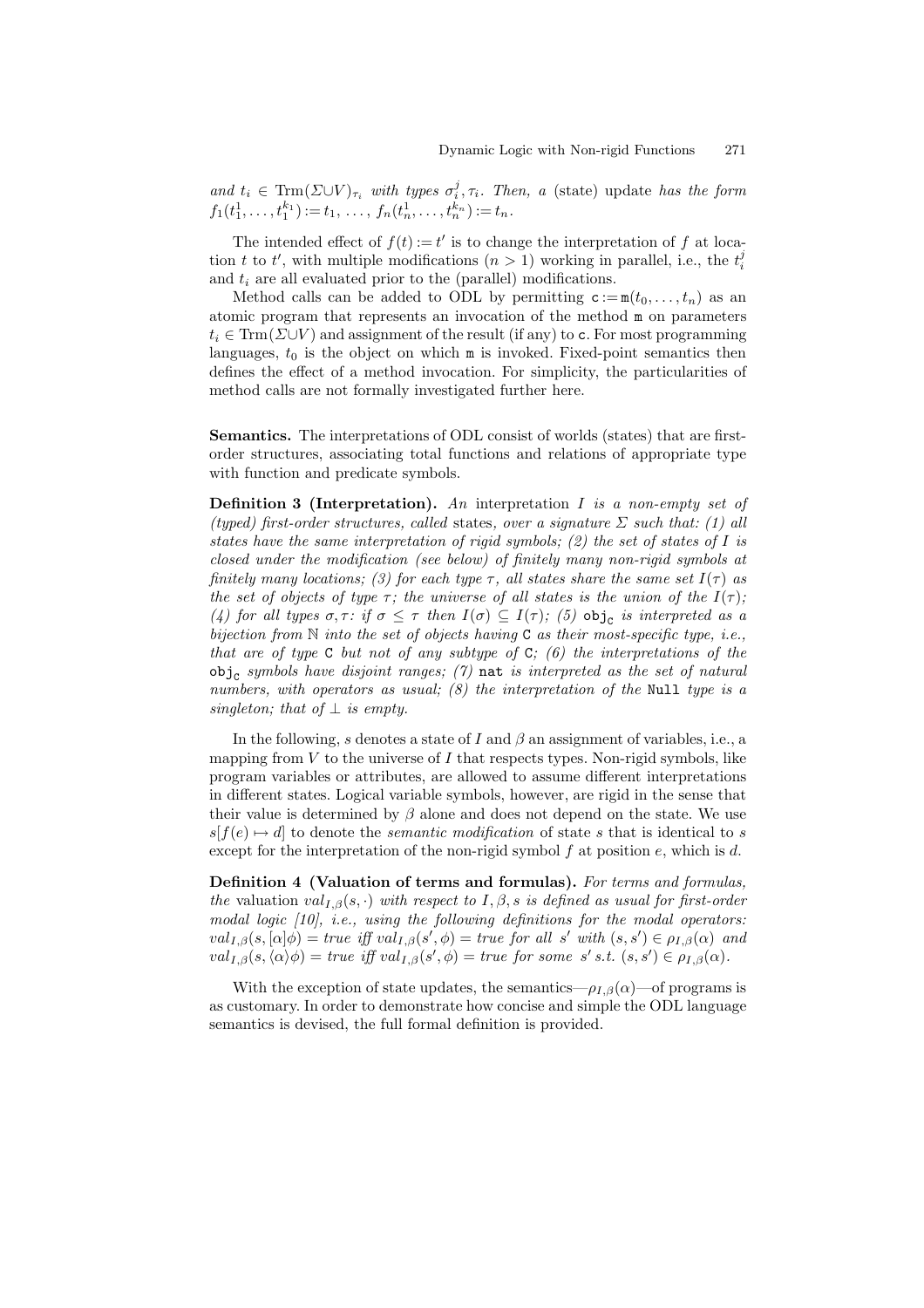*and* $t_i \in \mathrm{Trm}(\Sigma \cup V)_{\tau_i}$ *with types* $\sigma_i^j, \tau_i$. *Then, a* (state) update *has the form* $f_1(t_1^1, \ldots, t_1^{k_1}) := t_1, \ldots, f_n(t_n^1, \ldots, t_n^{k_n}) := t_n$.

The intended effect of $f(t) := t'$ is to change the interpretation of $f$ at location $t$ to $t'$, with multiple modifications ($n > 1$) working in parallel, i.e., the $t_i^j$ and $t_i$ are all evaluated prior to the (parallel) modifications.

Method calls can be added to ODL by permitting $\mathtt{c} := \mathtt{m}(t_0, \ldots, t_n)$ as an atomic program that represents an invocation of the method $\mathtt{m}$ on parameters $t_i \in \mathrm{Trm}(\Sigma \cup V)$ and assignment of the result (if any) to $\mathtt{c}$. For most programming languages, $t_0$ is the object on which $\mathtt{m}$ is invoked. Fixed-point semantics then defines the effect of a method invocation. For simplicity, the particularities of method calls are not formally investigated further here.

**Semantics.** The interpretations of ODL consist of worlds (states) that are first-order structures, associating total functions and relations of appropriate type with function and predicate symbols.

**Definition 3 (Interpretation).** *An* interpretation $I$ *is a non-empty set of (typed) first-order structures, called* states*, over a signature* $\Sigma$ *such that: (1) all states have the same interpretation of rigid symbols; (2) the set of states of* $I$ *is closed under the modification (see below) of finitely many non-rigid symbols at finitely many locations; (3) for each type* $\tau$*, all states share the same set* $I(\tau)$ *as the set of objects of type* $\tau$*; the universe of all states is the union of the* $I(\tau)$*; (4) for all types* $\sigma, \tau$*: if* $\sigma \leq \tau$ *then* $I(\sigma) \subseteq I(\tau)$*; (5)* $\mathtt{obj_C}$ *is interpreted as a bijection from* $\mathbb{N}$ *into the set of objects having* $\mathtt{C}$ *as their most-specific type, i.e., that are of type* $\mathtt{C}$ *but not of any subtype of* $\mathtt{C}$*; (6) the interpretations of the* $\mathtt{obj_C}$ *symbols have disjoint ranges; (7)* $\mathtt{nat}$ *is interpreted as the set of natural numbers, with operators as usual; (8) the interpretation of the* $\mathtt{Null}$ *type is a singleton; that of* $\perp$ *is empty.*

In the following, $s$ denotes a state of $I$ and $\beta$ an assignment of variables, i.e., a mapping from $V$ to the universe of $I$ that respects types. Non-rigid symbols, like program variables or attributes, are allowed to assume different interpretations in different states. Logical variable symbols, however, are rigid in the sense that their value is determined by $\beta$ alone and does not depend on the state. We use $s[f(e) \mapsto d]$ to denote the *semantic modification* of state $s$ that is identical to $s$ except for the interpretation of the non-rigid symbol $f$ at position $e$, which is $d$.

**Definition 4 (Valuation of terms and formulas).** *For terms and formulas, the* valuation $val_{I,\beta}(s, \cdot)$ *with respect to* $I, \beta, s$ *is defined as usual for first-order modal logic [10], i.e., using the following definitions for the modal operators:* $val_{I,\beta}(s, [\alpha]\phi) = true$ *iff* $val_{I,\beta}(s', \phi) = true$ *for all* $s'$ *with* $(s, s') \in \rho_{I,\beta}(\alpha)$ *and* $val_{I,\beta}(s, \langle\alpha\rangle\phi) = true$ *iff* $val_{I,\beta}(s', \phi) = true$ *for some* $s'$ *s.t.* $(s, s') \in \rho_{I,\beta}(\alpha)$.

With the exception of state updates, the semantics—$\rho_{I,\beta}(\alpha)$—of programs is as customary. In order to demonstrate how concise and simple the ODL language semantics is devised, the full formal definition is provided.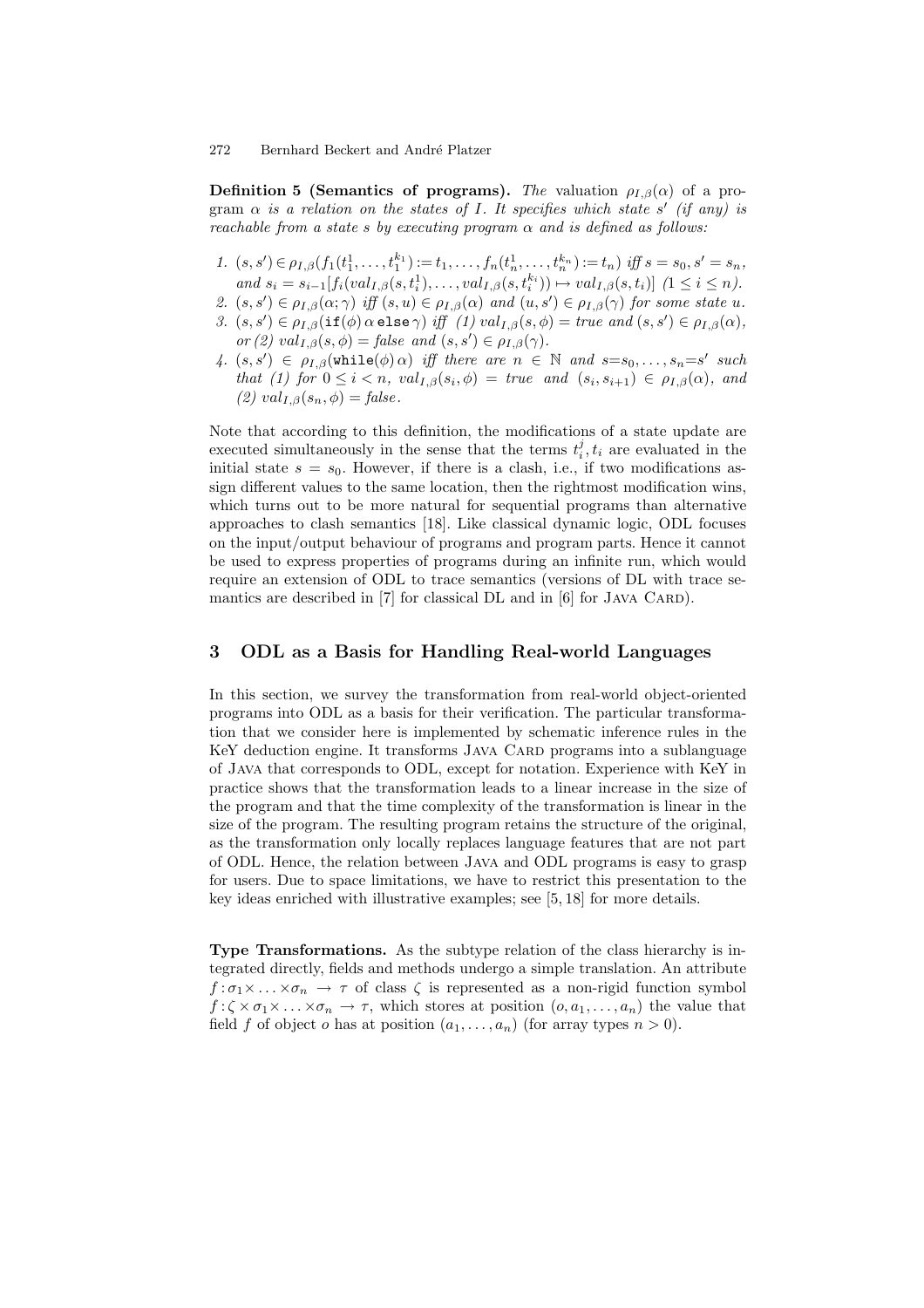**Definition 5 (Semantics of programs).** *The* valuation $\rho_{I,\beta}(\alpha)$ of a program $\alpha$ *is a relation on the states of I. It specifies which state $s'$ (if any) is reachable from a state s by executing program $\alpha$ and is defined as follows:*

1. $(s, s') \in \rho_{I,\beta}(f_1(t_1^1, \ldots, t_1^{k_1}) := t_1, \ldots, f_n(t_n^1, \ldots, t_n^{k_n}) := t_n)$ *iff* $s = s_0, s' = s_n$, *and* $s_i = s_{i-1}[f_i(val_{I,\beta}(s, t_i^1), \ldots, val_{I,\beta}(s, t_i^{k_i})) \mapsto val_{I,\beta}(s, t_i)]$ $(1 \leq i \leq n)$.
2. $(s, s') \in \rho_{I,\beta}(\alpha; \gamma)$ *iff* $(s, u) \in \rho_{I,\beta}(\alpha)$ *and* $(u, s') \in \rho_{I,\beta}(\gamma)$ *for some state u.*
3. $(s, s') \in \rho_{I,\beta}(\mathtt{if}(\phi)\, \alpha\, \mathtt{else}\, \gamma)$ *iff (1)* $val_{I,\beta}(s, \phi) = true$ *and* $(s, s') \in \rho_{I,\beta}(\alpha)$, *or (2)* $val_{I,\beta}(s, \phi) = false$ *and* $(s, s') \in \rho_{I,\beta}(\gamma)$.
4. $(s, s') \in \rho_{I,\beta}(\mathtt{while}(\phi)\, \alpha)$ *iff there are* $n \in \mathbb{N}$ *and* $s{=}s_0, \ldots, s_n{=}s'$ *such that (1) for* $0 \leq i < n$, $val_{I,\beta}(s_i, \phi) = true$ *and* $(s_i, s_{i+1}) \in \rho_{I,\beta}(\alpha)$, *and (2)* $val_{I,\beta}(s_n, \phi) = false$.

Note that according to this definition, the modifications of a state update are executed simultaneously in the sense that the terms $t_i^j, t_i$ are evaluated in the initial state $s = s_0$. However, if there is a clash, i.e., if two modifications assign different values to the same location, then the rightmost modification wins, which turns out to be more natural for sequential programs than alternative approaches to clash semantics [18]. Like classical dynamic logic, ODL focuses on the input/output behaviour of programs and program parts. Hence it cannot be used to express properties of programs during an infinite run, which would require an extension of ODL to trace semantics (versions of DL with trace semantics are described in [7] for classical DL and in [6] for Java Card).

## 3 ODL as a Basis for Handling Real-world Languages

In this section, we survey the transformation from real-world object-oriented programs into ODL as a basis for their verification. The particular transformation that we consider here is implemented by schematic inference rules in the KeY deduction engine. It transforms Java Card programs into a sublanguage of Java that corresponds to ODL, except for notation. Experience with KeY in practice shows that the transformation leads to a linear increase in the size of the program and that the time complexity of the transformation is linear in the size of the program. The resulting program retains the structure of the original, as the transformation only locally replaces language features that are not part of ODL. Hence, the relation between Java and ODL programs is easy to grasp for users. Due to space limitations, we have to restrict this presentation to the key ideas enriched with illustrative examples; see [5, 18] for more details.

**Type Transformations.** As the subtype relation of the class hierarchy is integrated directly, fields and methods undergo a simple translation. An attribute $f : \sigma_1 \times \ldots \times \sigma_n \to \tau$ of class $\zeta$ is represented as a non-rigid function symbol $f : \zeta \times \sigma_1 \times \ldots \times \sigma_n \to \tau$, which stores at position $(o, a_1, \ldots, a_n)$ the value that field $f$ of object $o$ has at position $(a_1, \ldots, a_n)$ (for array types $n > 0$).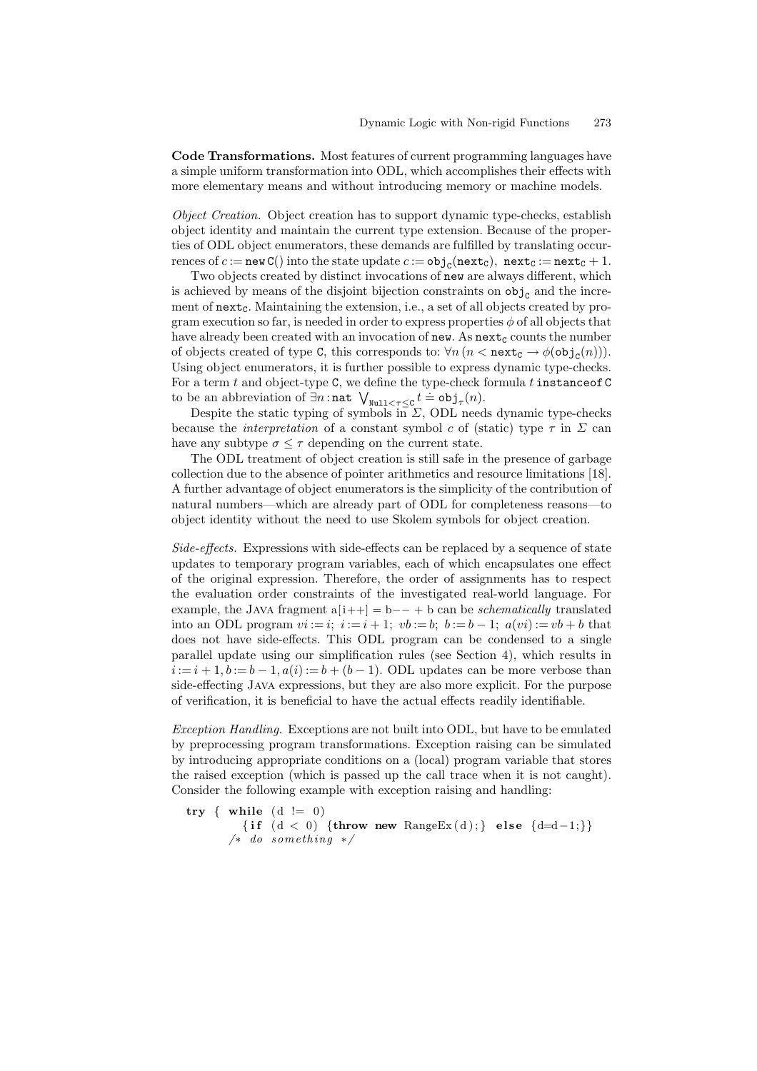**Code Transformations.** Most features of current programming languages have a simple uniform transformation into ODL, which accomplishes their effects with more elementary means and without introducing memory or machine models.

*Object Creation.* Object creation has to support dynamic type-checks, establish object identity and maintain the current type extension. Because of the properties of ODL object enumerators, these demands are fulfilled by translating occurrences of $c := \texttt{new C}()$ into the state update $c := \texttt{obj}_\texttt{C}(\texttt{next}_\texttt{C}),\ \texttt{next}_\texttt{C} := \texttt{next}_\texttt{C} + 1$.

Two objects created by distinct invocations of `new` are always different, which is achieved by means of the disjoint bijection constraints on $\texttt{obj}_\texttt{C}$ and the increment of $\texttt{next}_\texttt{C}$. Maintaining the extension, i.e., a set of all objects created by program execution so far, is needed in order to express properties $\phi$ of all objects that have already been created with an invocation of `new`. As $\texttt{next}_\texttt{C}$ counts the number of objects created of type C, this corresponds to: $\forall n\, (n < \texttt{next}_\texttt{C} \rightarrow \phi(\texttt{obj}_\texttt{C}(n)))$. Using object enumerators, it is further possible to express dynamic type-checks. For a term $t$ and object-type C, we define the type-check formula $t\ \texttt{instanceof C}$ to be an abbreviation of $\exists n : \texttt{nat}\ \bigvee_{\texttt{Null} < \tau \leq \texttt{C}} t \doteq \texttt{obj}_\tau(n)$.

Despite the static typing of symbols in $\Sigma$, ODL needs dynamic type-checks because the *interpretation* of a constant symbol $c$ of (static) type $\tau$ in $\Sigma$ can have any subtype $\sigma \leq \tau$ depending on the current state.

The ODL treatment of object creation is still safe in the presence of garbage collection due to the absence of pointer arithmetics and resource limitations [18]. A further advantage of object enumerators is the simplicity of the contribution of natural numbers—which are already part of ODL for completeness reasons—to object identity without the need to use Skolem symbols for object creation.

*Side-effects.* Expressions with side-effects can be replaced by a sequence of state updates to temporary program variables, each of which encapsulates one effect of the original expression. Therefore, the order of assignments has to respect the evaluation order constraints of the investigated real-world language. For example, the Java fragment a[i++] = b−− + b can be *schematically* translated into an ODL program $vi := i;\ i := i + 1;\ vb := b;\ b := b - 1;\ a(vi) := vb + b$ that does not have side-effects. This ODL program can be condensed to a single parallel update using our simplification rules (see Section 4), which results in $i := i + 1, b := b - 1, a(i) := b + (b - 1)$. ODL updates can be more verbose than side-effecting Java expressions, but they are also more explicit. For the purpose of verification, it is beneficial to have the actual effects readily identifiable.

*Exception Handling.* Exceptions are not built into ODL, but have to be emulated by preprocessing program transformations. Exception raising can be simulated by introducing appropriate conditions on a (local) program variable that stores the raised exception (which is passed up the call trace when it is not caught). Consider the following example with exception raising and handling:

```
try { while (d != 0)
        {if (d < 0) {throw new RangeEx(d);} else {d=d-1;}}
      /* do something */
```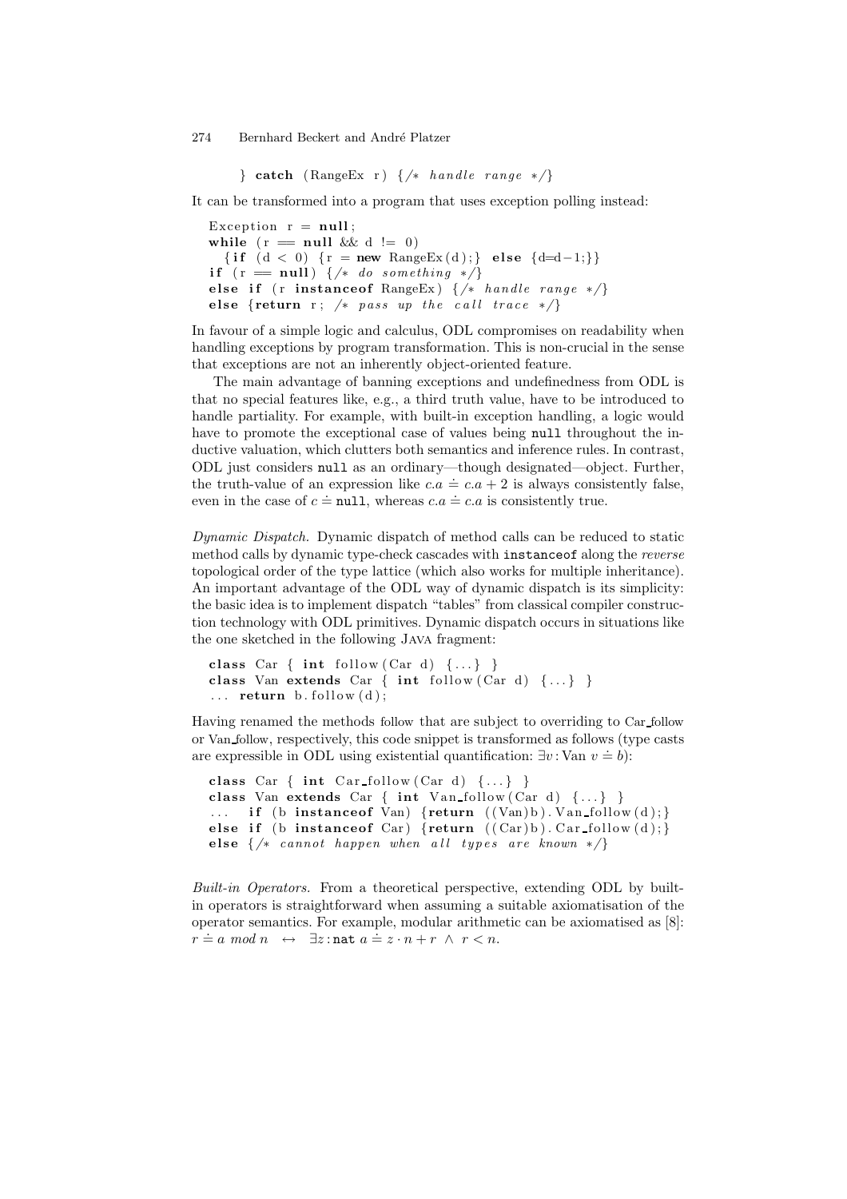```
} catch (RangeEx r) {/* handle range */}
```

It can be transformed into a program that uses exception polling instead:

```
Exception r = null;
while (r == null && d != 0)
  {if (d < 0) {r = new RangeEx(d);} else {d=d-1;}}
if (r == null) {/* do something */}
else if (r instanceof RangeEx) {/* handle range */}
else {return r; /* pass up the call trace */}
```

In favour of a simple logic and calculus, ODL compromises on readability when handling exceptions by program transformation. This is non-crucial in the sense that exceptions are not an inherently object-oriented feature.

The main advantage of banning exceptions and undefinedness from ODL is that no special features like, e.g., a third truth value, have to be introduced to handle partiality. For example, with built-in exception handling, a logic would have to promote the exceptional case of values being `null` throughout the inductive valuation, which clutters both semantics and inference rules. In contrast, ODL just considers `null` as an ordinary—though designated—object. Further, the truth-value of an expression like $c.a \doteq c.a + 2$ is always consistently false, even in the case of $c \doteq \texttt{null}$, whereas $c.a \doteq c.a$ is consistently true.

*Dynamic Dispatch.* Dynamic dispatch of method calls can be reduced to static method calls by dynamic type-check cascades with `instanceof` along the *reverse* topological order of the type lattice (which also works for multiple inheritance). An important advantage of the ODL way of dynamic dispatch is its simplicity: the basic idea is to implement dispatch "tables" from classical compiler construction technology with ODL primitives. Dynamic dispatch occurs in situations like the one sketched in the following Java fragment:

```
class Car { int follow(Car d) {...} }
class Van extends Car { int follow(Car d) {...} }
... return b.follow(d);
```

Having renamed the methods follow that are subject to overriding to Car_follow or Van_follow, respectively, this code snippet is transformed as follows (type casts are expressible in ODL using existential quantification: $\exists v : \text{Van } v \doteq b$):

```
class Car { int Car_follow(Car d) {...} }
class Van extends Car { int Van_follow(Car d) {...} }
...   if (b instanceof Van) {return ((Van)b).Van_follow(d);}
else if (b instanceof Car) {return ((Car)b).Car_follow(d);}
else {/* cannot happen when all types are known */}
```

*Built-in Operators.* From a theoretical perspective, extending ODL by built-in operators is straightforward when assuming a suitable axiomatisation of the operator semantics. For example, modular arithmetic can be axiomatised as [8]: $r \doteq a \bmod n \;\leftrightarrow\; \exists z : \texttt{nat}\; a \doteq z \cdot n + r \;\wedge\; r < n$.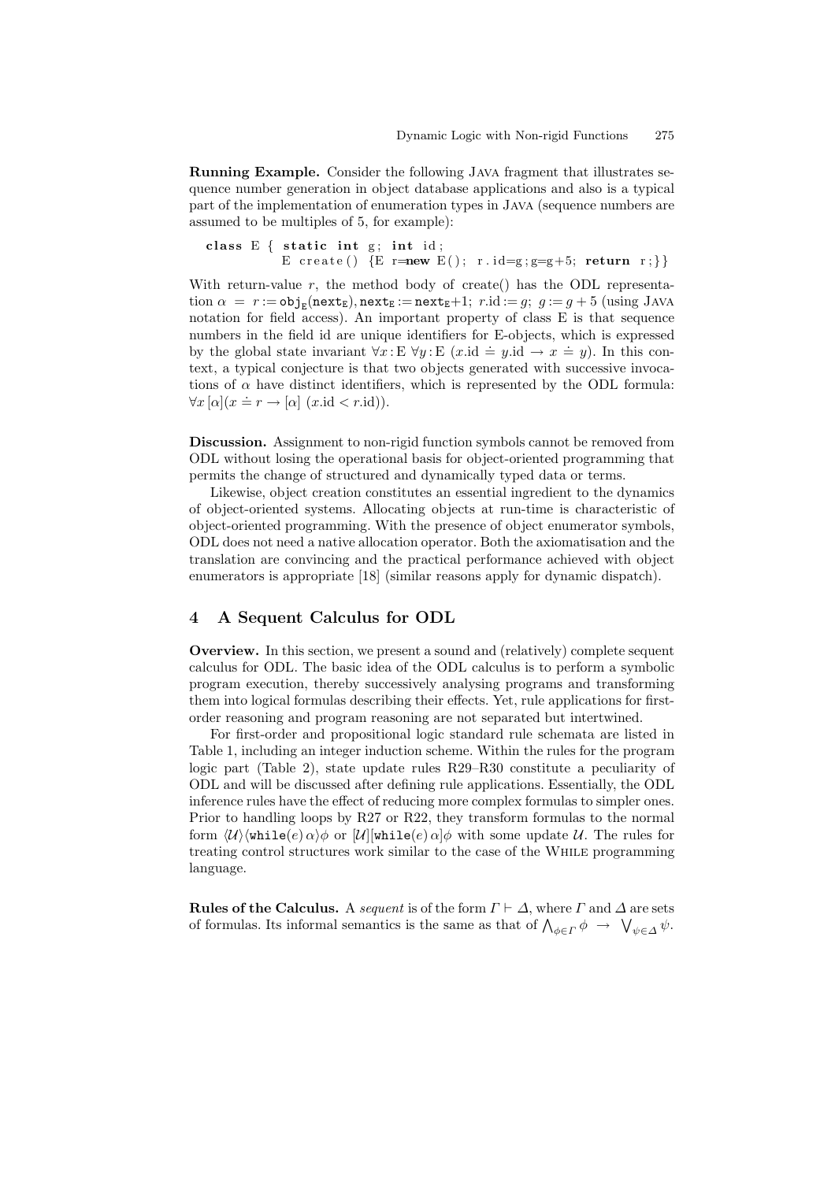**Running Example.** Consider the following JAVA fragment that illustrates sequence number generation in object database applications and also is a typical part of the implementation of enumeration types in JAVA (sequence numbers are assumed to be multiples of 5, for example):

```
class E { static int g; int id;
          E create() {E r=new E(); r.id=g;g=g+5; return r;}}
```

With return-value $r$, the method body of create() has the ODL representation $\alpha = r := \mathtt{obj}_\mathtt{E}(\mathtt{next}_\mathtt{E}), \mathtt{next}_\mathtt{E} := \mathtt{next}_\mathtt{E}{+}1;\ r.\mathrm{id} := g;\ g := g + 5$ (using JAVA notation for field access). An important property of class E is that sequence numbers in the field id are unique identifiers for E-objects, which is expressed by the global state invariant $\forall x\colon\mathrm{E}\ \forall y\colon\mathrm{E}\ (x.\mathrm{id} \doteq y.\mathrm{id} \rightarrow x \doteq y)$. In this context, a typical conjecture is that two objects generated with successive invocations of $\alpha$ have distinct identifiers, which is represented by the ODL formula: $\forall x\,[\alpha](x \doteq r \rightarrow [\alpha]\ (x.\mathrm{id} < r.\mathrm{id}))$.

**Discussion.** Assignment to non-rigid function symbols cannot be removed from ODL without losing the operational basis for object-oriented programming that permits the change of structured and dynamically typed data or terms.

Likewise, object creation constitutes an essential ingredient to the dynamics of object-oriented systems. Allocating objects at run-time is characteristic of object-oriented programming. With the presence of object enumerator symbols, ODL does not need a native allocation operator. Both the axiomatisation and the translation are convincing and the practical performance achieved with object enumerators is appropriate [18] (similar reasons apply for dynamic dispatch).

## 4 A Sequent Calculus for ODL

**Overview.** In this section, we present a sound and (relatively) complete sequent calculus for ODL. The basic idea of the ODL calculus is to perform a symbolic program execution, thereby successively analysing programs and transforming them into logical formulas describing their effects. Yet, rule applications for first-order reasoning and program reasoning are not separated but intertwined.

For first-order and propositional logic standard rule schemata are listed in Table 1, including an integer induction scheme. Within the rules for the program logic part (Table 2), state update rules R29–R30 constitute a peculiarity of ODL and will be discussed after defining rule applications. Essentially, the ODL inference rules have the effect of reducing more complex formulas to simpler ones. Prior to handling loops by R27 or R22, they transform formulas to the normal form $\langle\mathcal{U}\rangle\langle\mathtt{while}(e)\,\alpha\rangle\phi$ or $[\mathcal{U}][\mathtt{while}(e)\,\alpha]\phi$ with some update $\mathcal{U}$. The rules for treating control structures work similar to the case of the WHILE programming language.

**Rules of the Calculus.** A *sequent* is of the form $\Gamma \vdash \Delta$, where $\Gamma$ and $\Delta$ are sets of formulas. Its informal semantics is the same as that of $\bigwedge_{\phi\in\Gamma}\phi \ \rightarrow\ \bigvee_{\psi\in\Delta}\psi$.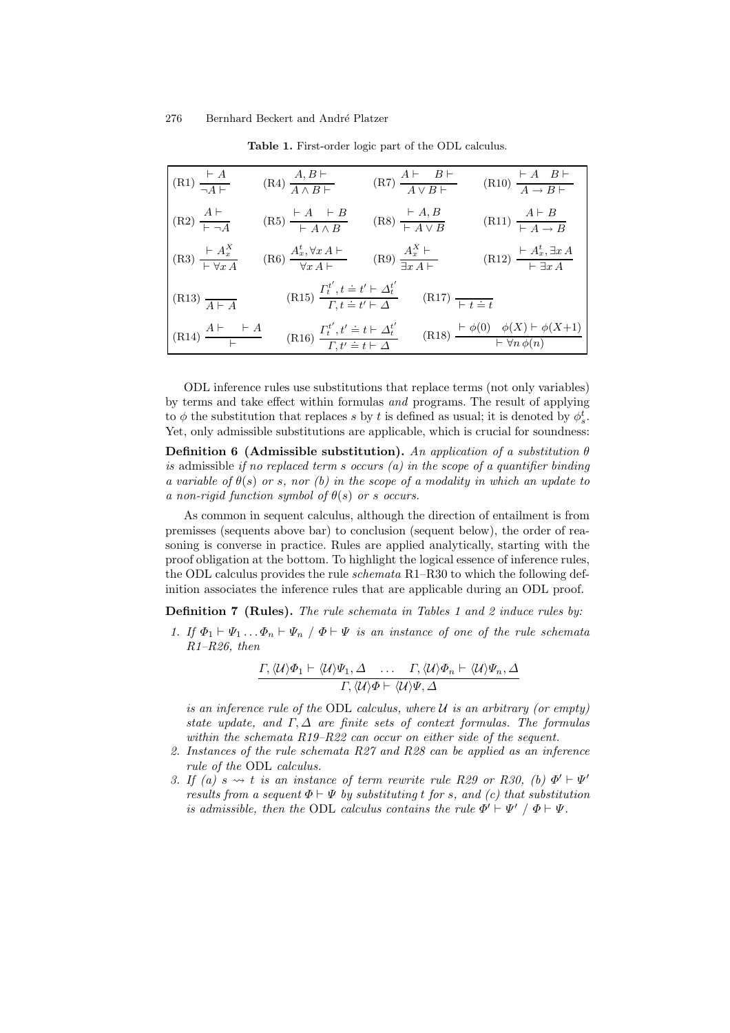**Table 1.** First-order logic part of the ODL calculus.

| | | | |
|---|---|---|---|
| (R1) $\dfrac{\vdash A}{\neg A \vdash}$ | (R4) $\dfrac{A, B \vdash}{A \wedge B \vdash}$ | (R7) $\dfrac{A \vdash \quad B \vdash}{A \vee B \vdash}$ | (R10) $\dfrac{\vdash A \quad B \vdash}{A \rightarrow B \vdash}$ |
| (R2) $\dfrac{A \vdash}{\vdash \neg A}$ | (R5) $\dfrac{\vdash A \quad \vdash B}{\vdash A \wedge B}$ | (R8) $\dfrac{\vdash A, B}{\vdash A \vee B}$ | (R11) $\dfrac{A \vdash B}{\vdash A \rightarrow B}$ |
| (R3) $\dfrac{\vdash A_x^X}{\vdash \forall x\, A}$ | (R6) $\dfrac{A_x^t, \forall x\, A \vdash}{\forall x\, A \vdash}$ | (R9) $\dfrac{A_x^X \vdash}{\exists x\, A \vdash}$ | (R12) $\dfrac{\vdash A_x^t, \exists x\, A}{\vdash \exists x\, A}$ |
| (R13) $\dfrac{}{A \vdash A}$ | (R15) $\dfrac{\Gamma_t^{t'}, t \doteq t' \vdash \Delta_t^{t'}}{\Gamma, t \doteq t' \vdash \Delta}$ | (R17) $\dfrac{}{\vdash t \doteq t}$ | |
| (R14) $\dfrac{A \vdash \quad \vdash A}{\vdash}$ | (R16) $\dfrac{\Gamma_t^{t'}, t' \doteq t \vdash \Delta_t^{t'}}{\Gamma, t' \doteq t \vdash \Delta}$ | (R18) $\dfrac{\vdash \phi(0) \quad \phi(X) \vdash \phi(X{+}1)}{\vdash \forall n\, \phi(n)}$ | |

ODL inference rules use substitutions that replace terms (not only variables) by terms and take effect within formulas *and* programs. The result of applying to $\phi$ the substitution that replaces $s$ by $t$ is defined as usual; it is denoted by $\phi_s^t$. Yet, only admissible substitutions are applicable, which is crucial for soundness:

**Definition 6 (Admissible substitution).** *An application of a substitution $\theta$ is* admissible *if no replaced term $s$ occurs (a) in the scope of a quantifier binding a variable of $\theta(s)$ or $s$, nor (b) in the scope of a modality in which an update to a non-rigid function symbol of $\theta(s)$ or $s$ occurs.*

As common in sequent calculus, although the direction of entailment is from premisses (sequents above bar) to conclusion (sequent below), the order of reasoning is converse in practice. Rules are applied analytically, starting with the proof obligation at the bottom. To highlight the logical essence of inference rules, the ODL calculus provides the rule *schemata* R1–R30 to which the following definition associates the inference rules that are applicable during an ODL proof.

**Definition 7 (Rules).** *The rule schemata in Tables 1 and 2 induce rules by:*

1. *If $\Phi_1 \vdash \Psi_1 \ldots \Phi_n \vdash \Psi_n \;/\; \Phi \vdash \Psi$ is an instance of one of the rule schemata R1–R26, then*

$$\frac{\Gamma, \langle\mathcal{U}\rangle\Phi_1 \vdash \langle\mathcal{U}\rangle\Psi_1, \Delta \quad \ldots \quad \Gamma, \langle\mathcal{U}\rangle\Phi_n \vdash \langle\mathcal{U}\rangle\Psi_n, \Delta}{\Gamma, \langle\mathcal{U}\rangle\Phi \vdash \langle\mathcal{U}\rangle\Psi, \Delta}$$

   *is an inference rule of the* ODL *calculus, where $\mathcal{U}$ is an arbitrary (or empty) state update, and $\Gamma, \Delta$ are finite sets of context formulas. The formulas within the schemata R19–R22 can occur on either side of the sequent.*
2. *Instances of the rule schemata R27 and R28 can be applied as an inference rule of the* ODL *calculus.*
3. *If (a) $s \rightsquigarrow t$ is an instance of term rewrite rule R29 or R30, (b) $\Phi' \vdash \Psi'$ results from a sequent $\Phi \vdash \Psi$ by substituting $t$ for $s$, and (c) that substitution is admissible, then the* ODL *calculus contains the rule $\Phi' \vdash \Psi' \;/\; \Phi \vdash \Psi$.*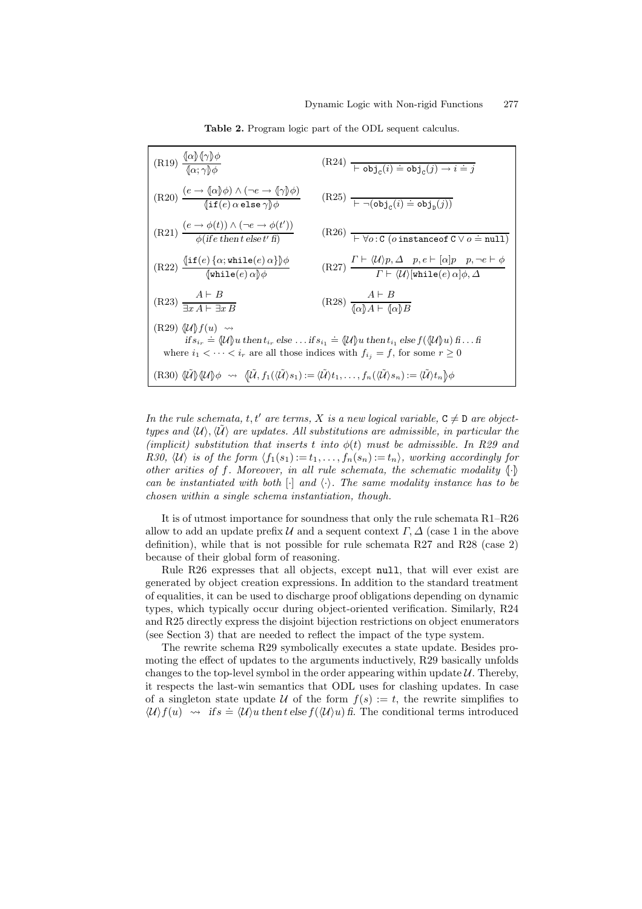**Table 2.** Program logic part of the ODL sequent calculus.

$$\text{(R19)}\ \frac{\langle\!\![\alpha]\!\!\rangle \langle\!\![\gamma]\!\!\rangle \phi}{\langle\!\![\alpha;\gamma]\!\!\rangle \phi} \qquad \text{(R24)}\ \frac{}{\vdash \mathtt{obj}_{\mathtt{C}}(i) \doteq \mathtt{obj}_{\mathtt{C}}(j) \rightarrow i \doteq j}$$

$$\text{(R20)}\ \frac{(e \rightarrow \langle\!\![\alpha]\!\!\rangle\phi) \wedge (\neg e \rightarrow \langle\!\![\gamma]\!\!\rangle\phi)}{\langle\!\![\mathtt{if}(e)\,\alpha\,\mathtt{else}\,\gamma]\!\!\rangle\phi} \qquad \text{(R25)}\ \frac{}{\vdash \neg(\mathtt{obj}_{\mathtt{C}}(i) \doteq \mathtt{obj}_{\mathtt{D}}(j))}$$

$$\text{(R21)}\ \frac{(e \rightarrow \phi(t)) \wedge (\neg e \rightarrow \phi(t'))}{\phi(\mathit{if}\, e\, \mathit{then}\, t\, \mathit{else}\, t'\, \mathit{fi})} \qquad \text{(R26)}\ \frac{}{\vdash \forall o\!:\!\mathtt{C}\ (o\ \mathtt{instanceof}\ \mathtt{C} \vee o \doteq \mathtt{null})}$$

$$\text{(R22)}\ \frac{\langle\!\![\mathtt{if}(e)\,\{\alpha;\mathtt{while}(e)\,\alpha\}]\!\!\rangle\phi}{\langle\!\![\mathtt{while}(e)\,\alpha]\!\!\rangle\phi} \qquad \text{(R27)}\ \frac{\Gamma \vdash \langle\mathcal{U}\rangle p, \Delta \quad p, e \vdash [\alpha]p \quad p, \neg e \vdash \phi}{\Gamma \vdash \langle\mathcal{U}\rangle[\mathtt{while}(e)\,\alpha]\phi, \Delta}$$

$$\text{(R23)}\ \frac{A \vdash B}{\exists x\, A \vdash \exists x\, B} \qquad \text{(R28)}\ \frac{A \vdash B}{\langle\!\![\alpha]\!\!\rangle A \vdash \langle\!\![\alpha]\!\!\rangle B}$$

(R29) $\langle\!\![\mathcal{U}]\!\!\rangle f(u) \rightsquigarrow$
$\mathit{if}\, s_{i_r} \doteq \langle\!\![\mathcal{U}]\!\!\rangle u\ \mathit{then}\, t_{i_r}\ \mathit{else}\ \dots\ \mathit{if}\, s_{i_1} \doteq \langle\!\![\mathcal{U}]\!\!\rangle u\ \mathit{then}\, t_{i_1}\ \mathit{else}\, f(\langle\!\![\mathcal{U}]\!\!\rangle u)\ \mathit{fi} \dots \mathit{fi}$
where $i_1 < \dots < i_r$ are all those indices with $f_{i_j} = f$, for some $r \geq 0$

(R30) $\langle\!\![\tilde{\mathcal{U}}]\!\!\rangle \langle\!\![\mathcal{U}]\!\!\rangle \phi \ \rightsquigarrow\ \langle\!\![\tilde{\mathcal{U}}, f_1(\langle\tilde{\mathcal{U}}\rangle s_1) := \langle\tilde{\mathcal{U}}\rangle t_1, \dots, f_n(\langle\tilde{\mathcal{U}}\rangle s_n) := \langle\tilde{\mathcal{U}}\rangle t_n]\!\!\rangle \phi$

*In the rule schemata, $t, t'$ are terms, $X$ is a new logical variable, $\mathtt{C} \neq \mathtt{D}$ are object-types and $\langle\mathcal{U}\rangle, \langle\tilde{\mathcal{U}}\rangle$ are updates. All substitutions are admissible, in particular the (implicit) substitution that inserts $t$ into $\phi(t)$ must be admissible. In R29 and R30, $\langle\mathcal{U}\rangle$ is of the form $\langle f_1(s_1) := t_1, \dots, f_n(s_n) := t_n\rangle$, working accordingly for other arities of $f$. Moreover, in all rule schemata, the schematic modality $\langle\!\![\cdot]\!\!\rangle$ can be instantiated with both $[\cdot]$ and $\langle\cdot\rangle$. The same modality instance has to be chosen within a single schema instantiation, though.*

It is of utmost importance for soundness that only the rule schemata R1–R26 allow to add an update prefix $\mathcal{U}$ and a sequent context $\Gamma, \Delta$ (case 1 in the above definition), while that is not possible for rule schemata R27 and R28 (case 2) because of their global form of reasoning.

Rule R26 expresses that all objects, except null, that will ever exist are generated by object creation expressions. In addition to the standard treatment of equalities, it can be used to discharge proof obligations depending on dynamic types, which typically occur during object-oriented verification. Similarly, R24 and R25 directly express the disjoint bijection restrictions on object enumerators (see Section 3) that are needed to reflect the impact of the type system.

The rewrite schema R29 symbolically executes a state update. Besides promoting the effect of updates to the arguments inductively, R29 basically unfolds changes to the top-level symbol in the order appearing within update $\mathcal{U}$. Thereby, it respects the last-win semantics that ODL uses for clashing updates. In case of a singleton state update $\mathcal{U}$ of the form $f(s) := t$, the rewrite simplifies to $\langle\mathcal{U}\rangle f(u) \rightsquigarrow \mathit{if}\, s \doteq \langle\mathcal{U}\rangle u\ \mathit{then}\, t\ \mathit{else}\, f(\langle\mathcal{U}\rangle u)\ \mathit{fi}$. The conditional terms introduced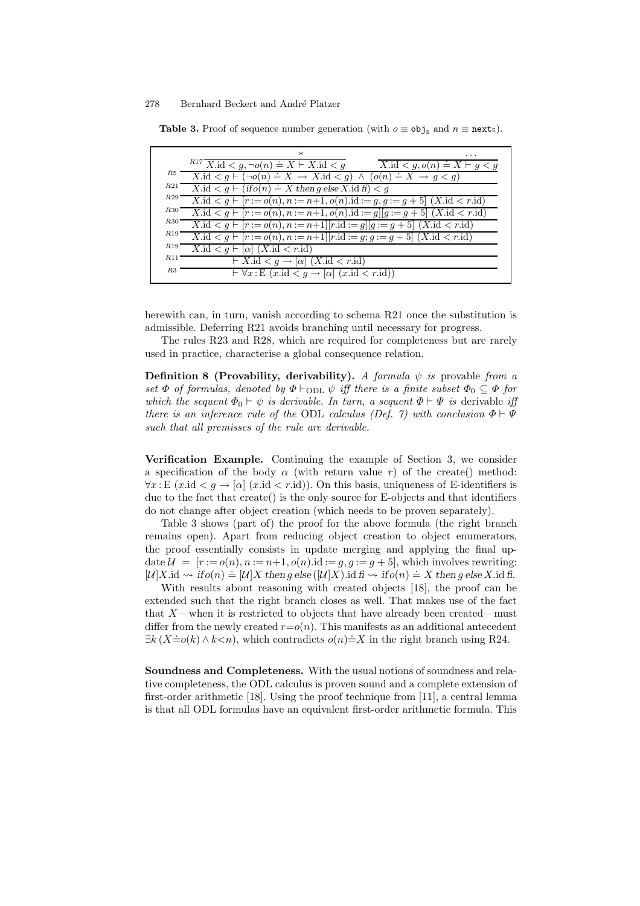**Table 3.** Proof of sequence number generation (with $o \equiv \mathtt{obj_E}$ and $n \equiv \mathtt{next_E}$).

$$
\dfrac{
\dfrac{
\dfrac{
\dfrac{
\dfrac{
\dfrac{
\dfrac{
\dfrac{
\dfrac{*}{X.\mathrm{id} < g, \neg o(n) \doteq X \vdash X.\mathrm{id} < g}\,R17
\qquad
\dfrac{\dots}{X.\mathrm{id} < g, o(n) \doteq X \vdash g < g}
}{X.\mathrm{id} < g \vdash (\neg o(n) \doteq X \rightarrow X.\mathrm{id} < g) \wedge (o(n) \doteq X \rightarrow g < g)}\,R5
}{X.\mathrm{id} < g \vdash (\mathit{if}\, o(n) \doteq X \;\mathit{then}\, g \;\mathit{else}\, X.\mathrm{id}\;\mathit{fi}) < g}\,R21
}{X.\mathrm{id} < g \vdash [r := o(n), n := n{+}1, o(n).\mathrm{id} := g, g := g+5]\ (X.\mathrm{id} < r.\mathrm{id})}\,R29
}{X.\mathrm{id} < g \vdash [r := o(n), n := n{+}1, o(n).\mathrm{id} := g][g := g+5]\ (X.\mathrm{id} < r.\mathrm{id})}\,R30
}{X.\mathrm{id} < g \vdash [r := o(n), n := n{+}1][r.\mathrm{id} := g][g := g+5]\ (X.\mathrm{id} < r.\mathrm{id})}\,R30
}{X.\mathrm{id} < g \vdash [r := o(n), n := n{+}1][r.\mathrm{id} := g; g := g+5]\ (X.\mathrm{id} < r.\mathrm{id})}\,R19
}{X.\mathrm{id} < g \vdash [\alpha]\ (X.\mathrm{id} < r.\mathrm{id})}\,R19
}{\vdash X.\mathrm{id} < g \rightarrow [\alpha]\ (X.\mathrm{id} < r.\mathrm{id})}\,R11
}{\vdash \forall x{:}\mathrm{E}\ (x.\mathrm{id} < g \rightarrow [\alpha]\ (x.\mathrm{id} < r.\mathrm{id}))}\,R3
$$

herewith can, in turn, vanish according to schema R21 once the substitution is admissible. Deferring R21 avoids branching until necessary for progress.

The rules R23 and R28, which are required for completeness but are rarely used in practice, characterise a global consequence relation.

**Definition 8 (Provability, derivability).** *A formula $\psi$ is* provable *from a set $\Phi$ of formulas, denoted by $\Phi \vdash_{\mathrm{ODL}} \psi$ iff there is a finite subset $\Phi_0 \subseteq \Phi$ for which the sequent $\Phi_0 \vdash \psi$ is derivable. In turn, a sequent $\Phi \vdash \Psi$ is* derivable *iff there is an inference rule of the* ODL *calculus (Def. 7) with conclusion $\Phi \vdash \Psi$ such that all premisses of the rule are derivable.*

**Verification Example.** Continuing the example of Section 3, we consider a specification of the body $\alpha$ (with return value $r$) of the create() method: $\forall x{:}\mathrm{E}\ (x.\mathrm{id} < g \rightarrow [\alpha]\ (x.\mathrm{id} < r.\mathrm{id}))$. On this basis, uniqueness of E-identifiers is due to the fact that create() is the only source for E-objects and that identifiers do not change after object creation (which needs to be proven separately).

Table 3 shows (part of) the proof for the above formula (the right branch remains open). Apart from reducing object creation to object enumerators, the proof essentially consists in update merging and applying the final update $\mathcal{U} = [r := o(n), n := n{+}1, o(n).\mathrm{id} := g, g := g+5]$, which involves rewriting: $[\mathcal{U}]X.\mathrm{id} \rightsquigarrow \mathit{if}\, o(n) \doteq [\mathcal{U}]X \;\mathit{then}\, g \;\mathit{else}\, ([\mathcal{U}]X).\mathrm{id}\;\mathit{fi} \rightsquigarrow \mathit{if}\, o(n) \doteq X \;\mathit{then}\, g \;\mathit{else}\, X.\mathrm{id}\;\mathit{fi}$.

With results about reasoning with created objects [18], the proof can be extended such that the right branch closes as well. That makes use of the fact that $X$—when it is restricted to objects that have already been created—must differ from the newly created $r{=}o(n)$. This manifests as an additional antecedent $\exists k\,(X{\doteq}o(k) \wedge k{<}n)$, which contradicts $o(n){\doteq}X$ in the right branch using R24.

**Soundness and Completeness.** With the usual notions of soundness and relative completeness, the ODL calculus is proven sound and a complete extension of first-order arithmetic [18]. Using the proof technique from [11], a central lemma is that all ODL formulas have an equivalent first-order arithmetic formula. This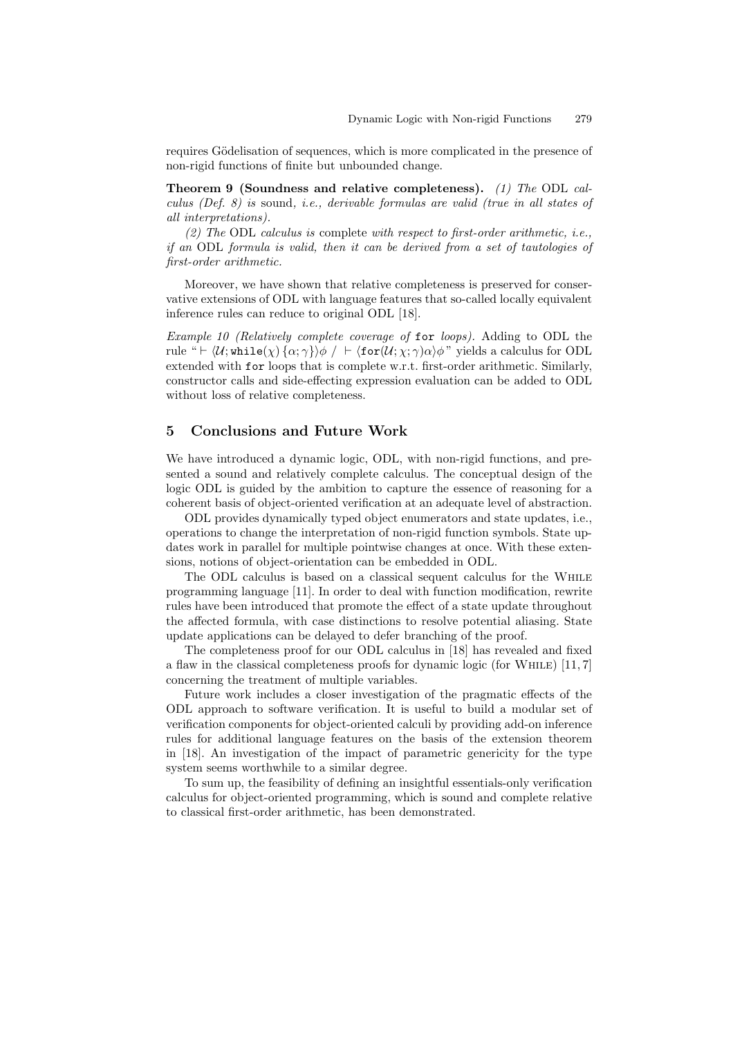requires Gödelisation of sequences, which is more complicated in the presence of non-rigid functions of finite but unbounded change.

**Theorem 9 (Soundness and relative completeness).** *(1) The* ODL *calculus (Def. 8) is* sound*, i.e., derivable formulas are valid (true in all states of all interpretations).*

*(2) The* ODL *calculus is* complete *with respect to first-order arithmetic, i.e., if an* ODL *formula is valid, then it can be derived from a set of tautologies of first-order arithmetic.*

Moreover, we have shown that relative completeness is preserved for conservative extensions of ODL with language features that so-called locally equivalent inference rules can reduce to original ODL [18].

*Example 10 (Relatively complete coverage of* `for` *loops).* Adding to ODL the rule "$\vdash \langle \mathcal{U}; \texttt{while}(\chi)\, \{\alpha; \gamma\} \rangle \phi \;/\; \vdash \langle \texttt{for}(\mathcal{U}; \chi; \gamma)\alpha \rangle \phi$" yields a calculus for ODL extended with `for` loops that is complete w.r.t. first-order arithmetic. Similarly, constructor calls and side-effecting expression evaluation can be added to ODL without loss of relative completeness.

## 5 Conclusions and Future Work

We have introduced a dynamic logic, ODL, with non-rigid functions, and presented a sound and relatively complete calculus. The conceptual design of the logic ODL is guided by the ambition to capture the essence of reasoning for a coherent basis of object-oriented verification at an adequate level of abstraction.

ODL provides dynamically typed object enumerators and state updates, i.e., operations to change the interpretation of non-rigid function symbols. State updates work in parallel for multiple pointwise changes at once. With these extensions, notions of object-orientation can be embedded in ODL.

The ODL calculus is based on a classical sequent calculus for the While programming language [11]. In order to deal with function modification, rewrite rules have been introduced that promote the effect of a state update throughout the affected formula, with case distinctions to resolve potential aliasing. State update applications can be delayed to defer branching of the proof.

The completeness proof for our ODL calculus in [18] has revealed and fixed a flaw in the classical completeness proofs for dynamic logic (for While) [11, 7] concerning the treatment of multiple variables.

Future work includes a closer investigation of the pragmatic effects of the ODL approach to software verification. It is useful to build a modular set of verification components for object-oriented calculi by providing add-on inference rules for additional language features on the basis of the extension theorem in [18]. An investigation of the impact of parametric genericity for the type system seems worthwhile to a similar degree.

To sum up, the feasibility of defining an insightful essentials-only verification calculus for object-oriented programming, which is sound and complete relative to classical first-order arithmetic, has been demonstrated.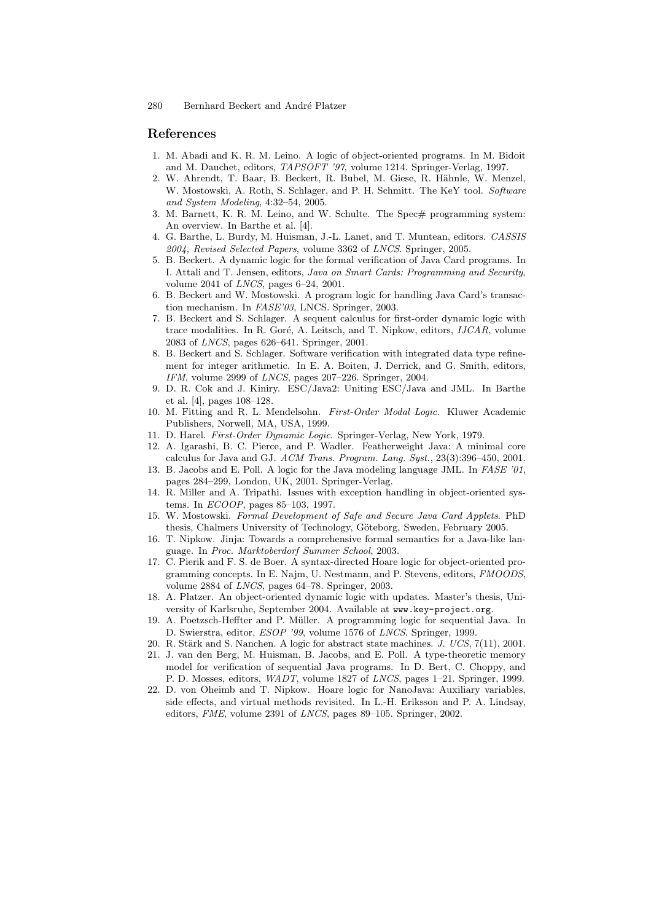## References

1. M. Abadi and K. R. M. Leino. A logic of object-oriented programs. In M. Bidoit and M. Dauchet, editors, *TAPSOFT '97*, volume 1214. Springer-Verlag, 1997.
2. W. Ahrendt, T. Baar, B. Beckert, R. Bubel, M. Giese, R. Hähnle, W. Menzel, W. Mostowski, A. Roth, S. Schlager, and P. H. Schmitt. The KeY tool. *Software and System Modeling*, 4:32–54, 2005.
3. M. Barnett, K. R. M. Leino, and W. Schulte. The Spec# programming system: An overview. In Barthe et al. [4].
4. G. Barthe, L. Burdy, M. Huisman, J.-L. Lanet, and T. Muntean, editors. *CASSIS 2004, Revised Selected Papers*, volume 3362 of *LNCS*. Springer, 2005.
5. B. Beckert. A dynamic logic for the formal verification of Java Card programs. In I. Attali and T. Jensen, editors, *Java on Smart Cards: Programming and Security*, volume 2041 of *LNCS*, pages 6–24, 2001.
6. B. Beckert and W. Mostowski. A program logic for handling Java Card's transaction mechanism. In *FASE'03*, LNCS. Springer, 2003.
7. B. Beckert and S. Schlager. A sequent calculus for first-order dynamic logic with trace modalities. In R. Goré, A. Leitsch, and T. Nipkow, editors, *IJCAR*, volume 2083 of *LNCS*, pages 626–641. Springer, 2001.
8. B. Beckert and S. Schlager. Software verification with integrated data type refinement for integer arithmetic. In E. A. Boiten, J. Derrick, and G. Smith, editors, *IFM*, volume 2999 of *LNCS*, pages 207–226. Springer, 2004.
9. D. R. Cok and J. Kiniry. ESC/Java2: Uniting ESC/Java and JML. In Barthe et al. [4], pages 108–128.
10. M. Fitting and R. L. Mendelsohn. *First-Order Modal Logic*. Kluwer Academic Publishers, Norwell, MA, USA, 1999.
11. D. Harel. *First-Order Dynamic Logic*. Springer-Verlag, New York, 1979.
12. A. Igarashi, B. C. Pierce, and P. Wadler. Featherweight Java: A minimal core calculus for Java and GJ. *ACM Trans. Program. Lang. Syst.*, 23(3):396–450, 2001.
13. B. Jacobs and E. Poll. A logic for the Java modeling language JML. In *FASE '01*, pages 284–299, London, UK, 2001. Springer-Verlag.
14. R. Miller and A. Tripathi. Issues with exception handling in object-oriented systems. In *ECOOP*, pages 85–103, 1997.
15. W. Mostowski. *Formal Development of Safe and Secure Java Card Applets*. PhD thesis, Chalmers University of Technology, Göteborg, Sweden, February 2005.
16. T. Nipkow. Jinja: Towards a comprehensive formal semantics for a Java-like language. In *Proc. Marktoberdorf Summer School*, 2003.
17. C. Pierik and F. S. de Boer. A syntax-directed Hoare logic for object-oriented programming concepts. In E. Najm, U. Nestmann, and P. Stevens, editors, *FMOODS*, volume 2884 of *LNCS*, pages 64–78. Springer, 2003.
18. A. Platzer. An object-oriented dynamic logic with updates. Master's thesis, University of Karlsruhe, September 2004. Available at `www.key-project.org`.
19. A. Poetzsch-Heffter and P. Müller. A programming logic for sequential Java. In D. Swierstra, editor, *ESOP '99*, volume 1576 of *LNCS*. Springer, 1999.
20. R. Stärk and S. Nanchen. A logic for abstract state machines. *J. UCS*, 7(11), 2001.
21. J. van den Berg, M. Huisman, B. Jacobs, and E. Poll. A type-theoretic memory model for verification of sequential Java programs. In D. Bert, C. Choppy, and P. D. Mosses, editors, *WADT*, volume 1827 of *LNCS*, pages 1–21. Springer, 1999.
22. D. von Oheimb and T. Nipkow. Hoare logic for NanoJava: Auxiliary variables, side effects, and virtual methods revisited. In L.-H. Eriksson and P. A. Lindsay, editors, *FME*, volume 2391 of *LNCS*, pages 89–105. Springer, 2002.